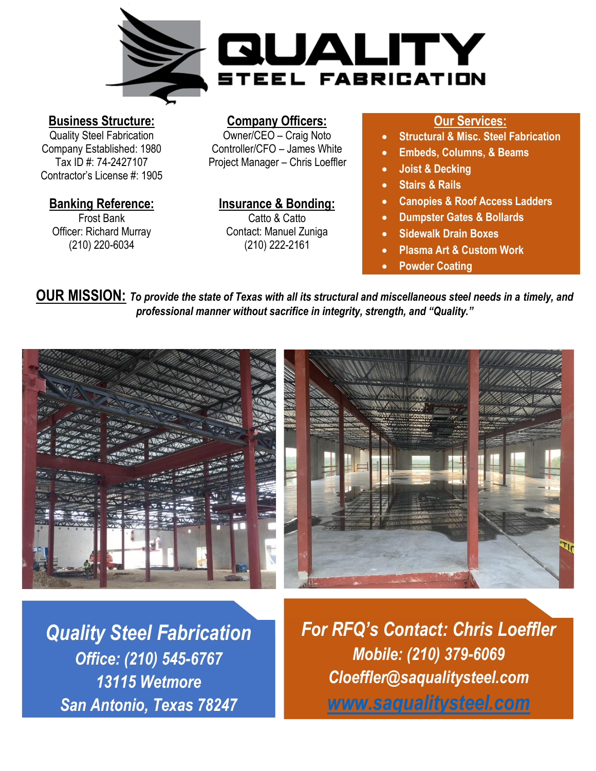# QUALITY STEEL FABRICATION

**Business Structure:**
Quality Steel Fabrication
Company Established: 1980
Tax ID #: 74-2427107
Contractor's License #: 1905

**Company Officers:**
Owner/CEO – Craig Noto
Controller/CFO – James White
Project Manager – Chris Loeffler

**Our Services:**

- Structural & Misc. Steel Fabrication
- Embeds, Columns, & Beams
- Joist & Decking
- Stairs & Rails
- Canopies & Roof Access Ladders
- Dumpster Gates & Bollards
- Sidewalk Drain Boxes
- Plasma Art & Custom Work
- Powder Coating

**Banking Reference:**
Frost Bank
Officer: Richard Murray
(210) 220-6034

**Insurance & Bonding:**
Catto & Catto
Contact: Manuel Zuniga
(210) 222-2161

**OUR MISSION:** *To provide the state of Texas with all its structural and miscellaneous steel needs in a timely, and professional manner without sacrifice in integrity, strength, and "Quality."*

***Quality Steel Fabrication***
*Office: (210) 545-6767*
*13115 Wetmore*
*San Antonio, Texas 78247*

***For RFQ's Contact: Chris Loeffler***
*Mobile: (210) 379-6069*
*Cloeffler@saqualitysteel.com*
*www.saqualitysteel.com*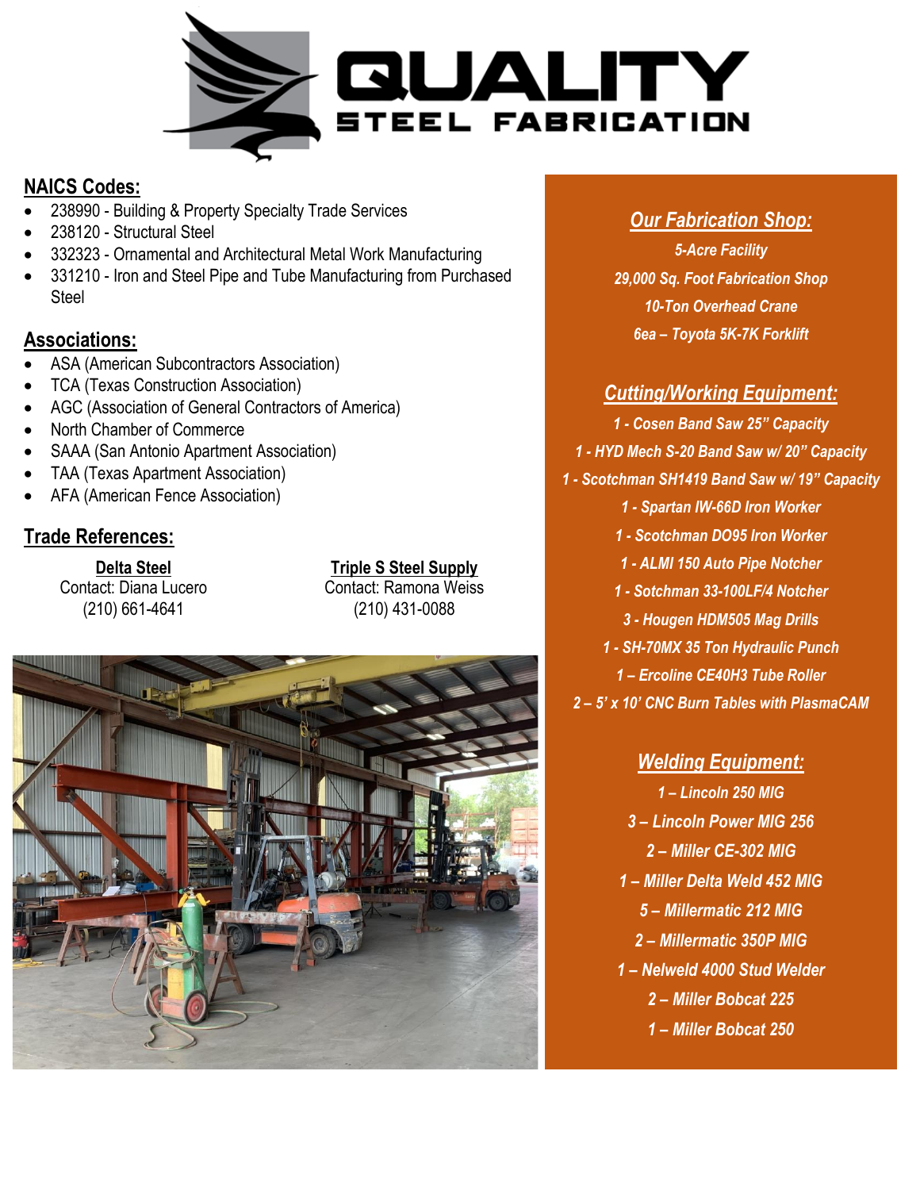# QUALITY STEEL FABRICATION

## NAICS Codes:

- 238990 - Building & Property Specialty Trade Services
- 238120 - Structural Steel
- 332323 - Ornamental and Architectural Metal Work Manufacturing
- 331210 - Iron and Steel Pipe and Tube Manufacturing from Purchased Steel

## Associations:

- ASA (American Subcontractors Association)
- TCA (Texas Construction Association)
- AGC (Association of General Contractors of America)
- North Chamber of Commerce
- SAAA (San Antonio Apartment Association)
- TAA (Texas Apartment Association)
- AFA (American Fence Association)

## Trade References:

**Delta Steel**
Contact: Diana Lucero
(210) 661-4641

**Triple S Steel Supply**
Contact: Ramona Weiss
(210) 431-0088

## *Our Fabrication Shop:*

*5-Acre Facility*
*29,000 Sq. Foot Fabrication Shop*
*10-Ton Overhead Crane*
*6ea – Toyota 5K-7K Forklift*

## *Cutting/Working Equipment:*

*1 - Cosen Band Saw 25" Capacity*
*1 - HYD Mech S-20 Band Saw w/ 20" Capacity*
*1 - Scotchman SH1419 Band Saw w/ 19" Capacity*
*1 - Spartan IW-66D Iron Worker*
*1 - Scotchman DO95 Iron Worker*
*1 - ALMI 150 Auto Pipe Notcher*
*1 - Sotchman 33-100LF/4 Notcher*
*3 - Hougen HDM505 Mag Drills*
*1 - SH-70MX 35 Ton Hydraulic Punch*
*1 – Ercoline CE40H3 Tube Roller*
*2 – 5' x 10' CNC Burn Tables with PlasmaCAM*

## *Welding Equipment:*

*1 – Lincoln 250 MIG*
*3 – Lincoln Power MIG 256*
*2 – Miller CE-302 MIG*
*1 – Miller Delta Weld 452 MIG*
*5 – Millermatic 212 MIG*
*2 – Millermatic 350P MIG*
*1 – Nelweld 4000 Stud Welder*
*2 – Miller Bobcat 225*
*1 – Miller Bobcat 250*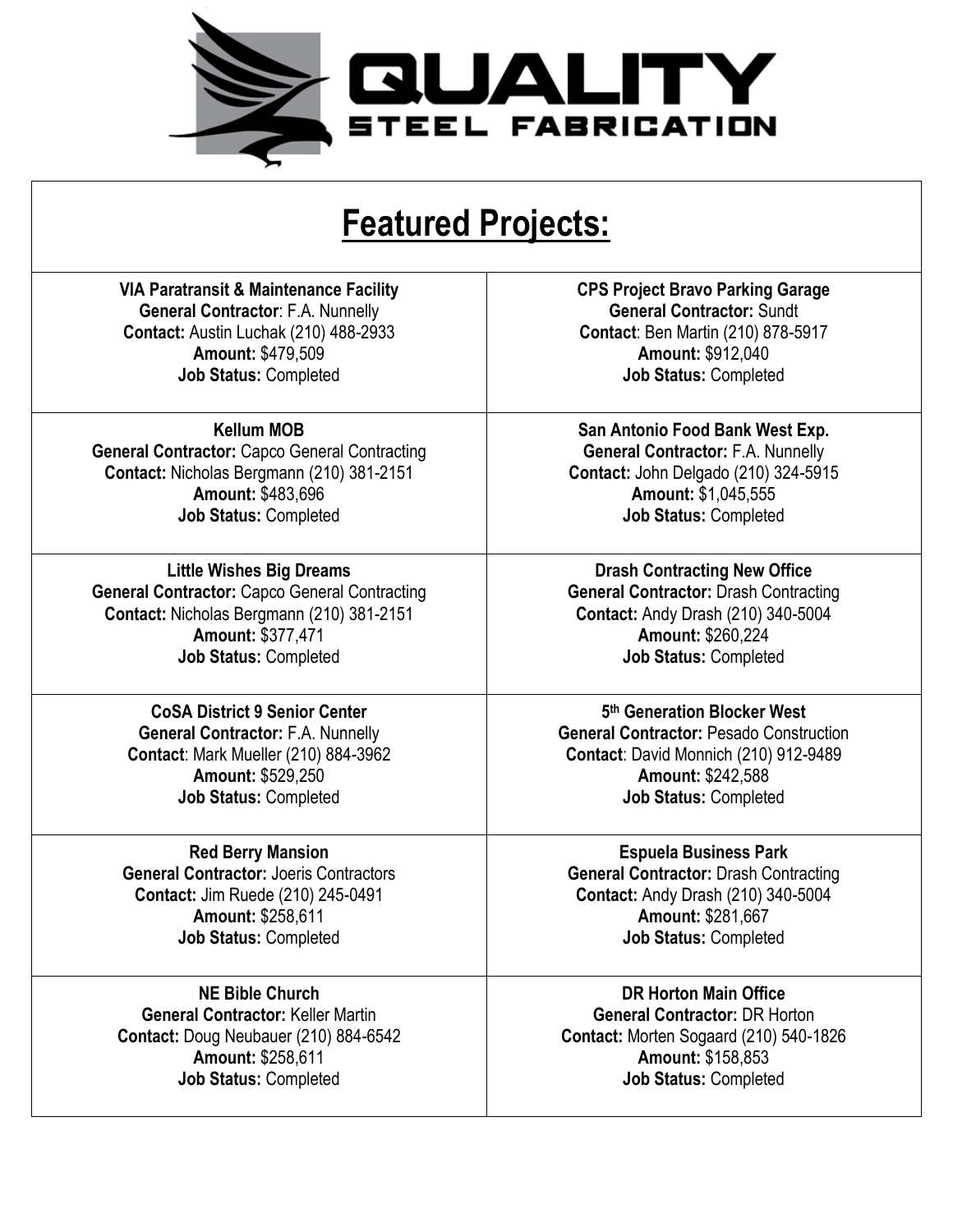QUALITY
STEEL FABRICATION

# Featured Projects:

**VIA Paratransit & Maintenance Facility**
**General Contractor**: F.A. Nunnelly
**Contact:** Austin Luchak (210) 488-2933
**Amount:** $479,509
**Job Status:** Completed

**CPS Project Bravo Parking Garage**
**General Contractor:** Sundt
**Contact**: Ben Martin (210) 878-5917
**Amount:** $912,040
**Job Status:** Completed

**Kellum MOB**
**General Contractor:** Capco General Contracting
**Contact:** Nicholas Bergmann (210) 381-2151
**Amount:** $483,696
**Job Status:** Completed

**San Antonio Food Bank West Exp.**
**General Contractor:** F.A. Nunnelly
**Contact:** John Delgado (210) 324-5915
**Amount:** $1,045,555
**Job Status:** Completed

**Little Wishes Big Dreams**
**General Contractor:** Capco General Contracting
**Contact:** Nicholas Bergmann (210) 381-2151
**Amount:** $377,471
**Job Status:** Completed

**Drash Contracting New Office**
**General Contractor:** Drash Contracting
**Contact:** Andy Drash (210) 340-5004
**Amount:** $260,224
**Job Status:** Completed

**CoSA District 9 Senior Center**
**General Contractor:** F.A. Nunnelly
**Contact**: Mark Mueller (210) 884-3962
**Amount:** $529,250
**Job Status:** Completed

**5th Generation Blocker West**
**General Contractor:** Pesado Construction
**Contact**: David Monnich (210) 912-9489
**Amount:** $242,588
**Job Status:** Completed

**Red Berry Mansion**
**General Contractor:** Joeris Contractors
**Contact:** Jim Ruede (210) 245-0491
**Amount:** $258,611
**Job Status:** Completed

**Espuela Business Park**
**General Contractor:** Drash Contracting
**Contact:** Andy Drash (210) 340-5004
**Amount:** $281,667
**Job Status:** Completed

**NE Bible Church**
**General Contractor:** Keller Martin
**Contact:** Doug Neubauer (210) 884-6542
**Amount:** $258,611
**Job Status:** Completed

**DR Horton Main Office**
**General Contractor:** DR Horton
**Contact:** Morten Sogaard (210) 540-1826
**Amount:** $158,853
**Job Status:** Completed